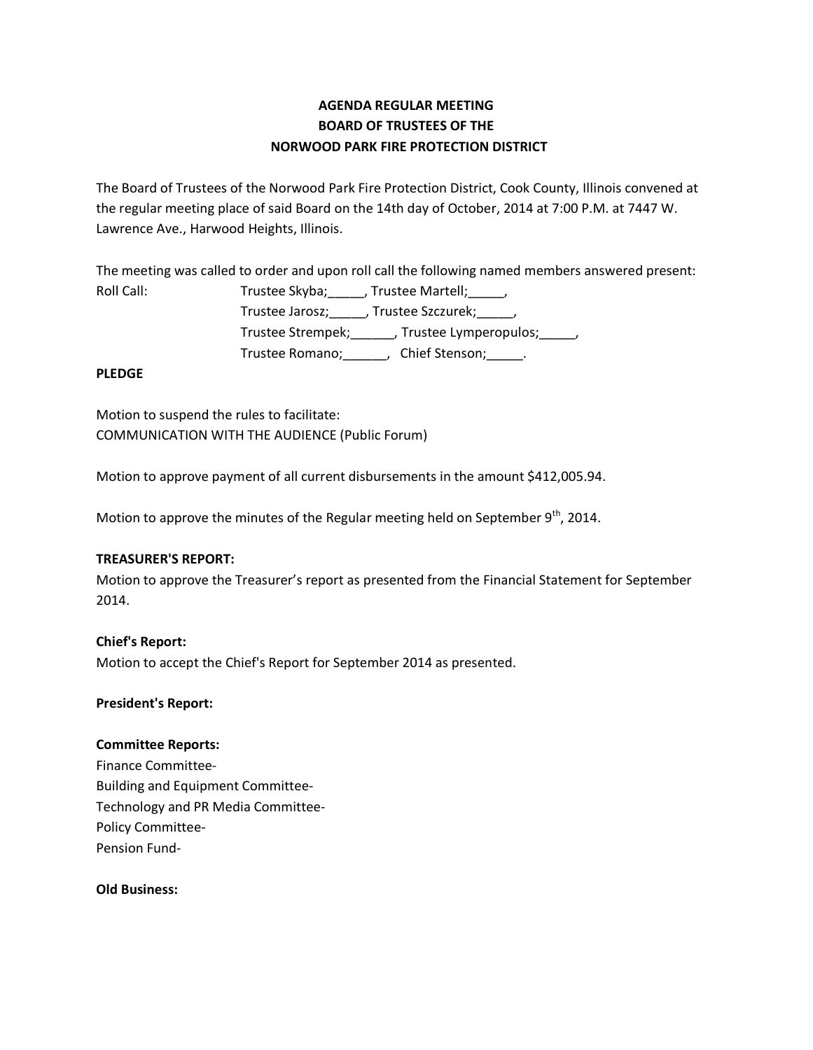**AGENDA REGULAR MEETING**
**BOARD OF TRUSTEES OF THE**
**NORWOOD PARK FIRE PROTECTION DISTRICT**

The Board of Trustees of the Norwood Park Fire Protection District, Cook County, Illinois convened at the regular meeting place of said Board on the 14th day of October, 2014 at 7:00 P.M. at 7447 W. Lawrence Ave., Harwood Heights, Illinois.

The meeting was called to order and upon roll call the following named members answered present:

Roll Call: Trustee Skyba;_____, Trustee Martell;_____,
Trustee Jarosz;_____, Trustee Szczurek;_____,
Trustee Strempek;______, Trustee Lymperopulos;_____,
Trustee Romano;______, Chief Stenson;_____.

**PLEDGE**

Motion to suspend the rules to facilitate:
COMMUNICATION WITH THE AUDIENCE (Public Forum)

Motion to approve payment of all current disbursements in the amount $412,005.94.

Motion to approve the minutes of the Regular meeting held on September 9th, 2014.

**TREASURER'S REPORT:**
Motion to approve the Treasurer's report as presented from the Financial Statement for September 2014.

**Chief's Report:**
Motion to accept the Chief's Report for September 2014 as presented.

**President's Report:**

**Committee Reports:**
Finance Committee-
Building and Equipment Committee-
Technology and PR Media Committee-
Policy Committee-
Pension Fund-

**Old Business:**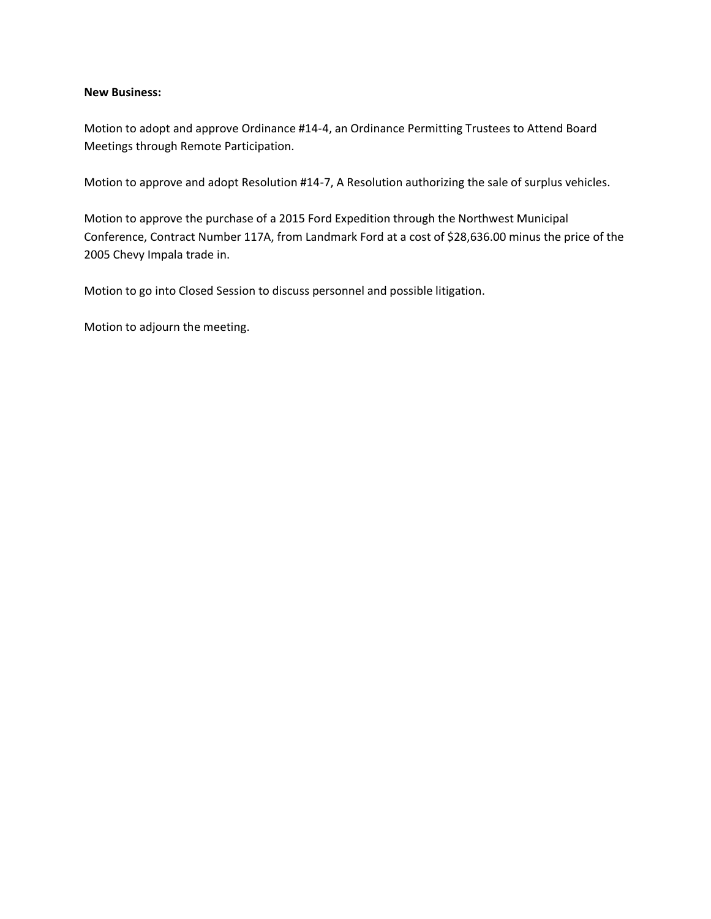**New Business:**

Motion to adopt and approve Ordinance #14-4, an Ordinance Permitting Trustees to Attend Board Meetings through Remote Participation.

Motion to approve and adopt Resolution #14-7, A Resolution authorizing the sale of surplus vehicles.

Motion to approve the purchase of a 2015 Ford Expedition through the Northwest Municipal Conference, Contract Number 117A, from Landmark Ford at a cost of $28,636.00 minus the price of the 2005 Chevy Impala trade in.

Motion to go into Closed Session to discuss personnel and possible litigation.

Motion to adjourn the meeting.